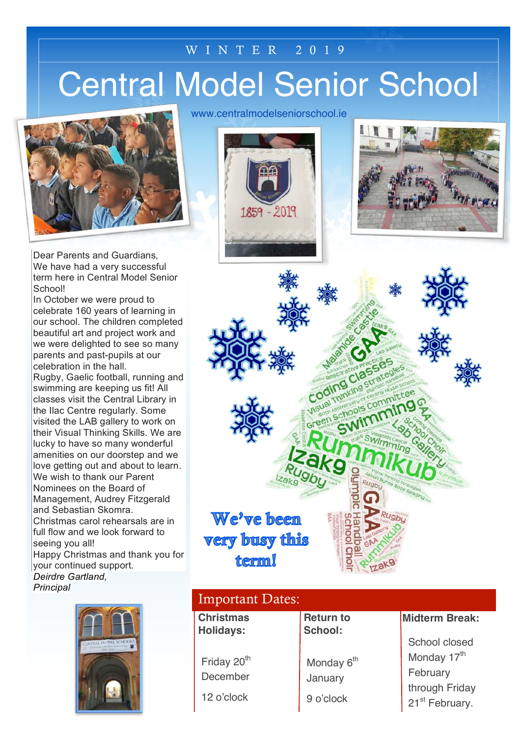WINTER 2019

# Central Model Senior School

www.centralmodelseniorschool.ie

Dear Parents and Guardians,
We have had a very successful term here in Central Model Senior School!
In October we were proud to celebrate 160 years of learning in our school. The children completed beautiful art and project work and we were delighted to see so many parents and past-pupils at our celebration in the hall.
Rugby, Gaelic football, running and swimming are keeping us fit! All classes visit the Central Library in the Ilac Centre regularly. Some visited the LAB gallery to work on their Visual Thinking Skills. We are lucky to have so many wonderful amenities on our doorstep and we love getting out and about to learn.
We wish to thank our Parent Nominees on the Board of Management, Audrey Fitzgerald and Sebastian Skomra.
Christmas carol rehearsals are in full flow and we look forward to seeing you all!
Happy Christmas and thank you for your continued support.
*Deirdre Gartland,*
*Principal*

**We've been very busy this term!**

## Important Dates:

| **Christmas Holidays:** | **Return to School:** | **Midterm Break:** |
|---|---|---|
| Friday 20th December 12 o'clock | Monday 6th January 9 o'clock | School closed Monday 17th February through Friday 21st February. |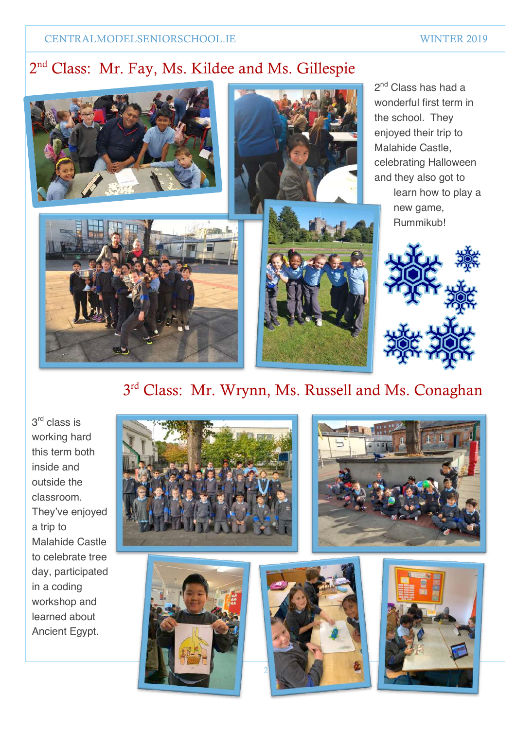## 2nd Class: Mr. Fay, Ms. Kildee and Ms. Gillespie

2nd Class has had a wonderful first term in the school. They enjoyed their trip to Malahide Castle, celebrating Halloween and they also got to learn how to play a new game, Rummikub!

## 3rd Class: Mr. Wrynn, Ms. Russell and Ms. Conaghan

3rd class is working hard this term both inside and outside the classroom. They've enjoyed a trip to Malahide Castle to celebrate tree day, participated in a coding workshop and learned about Ancient Egypt.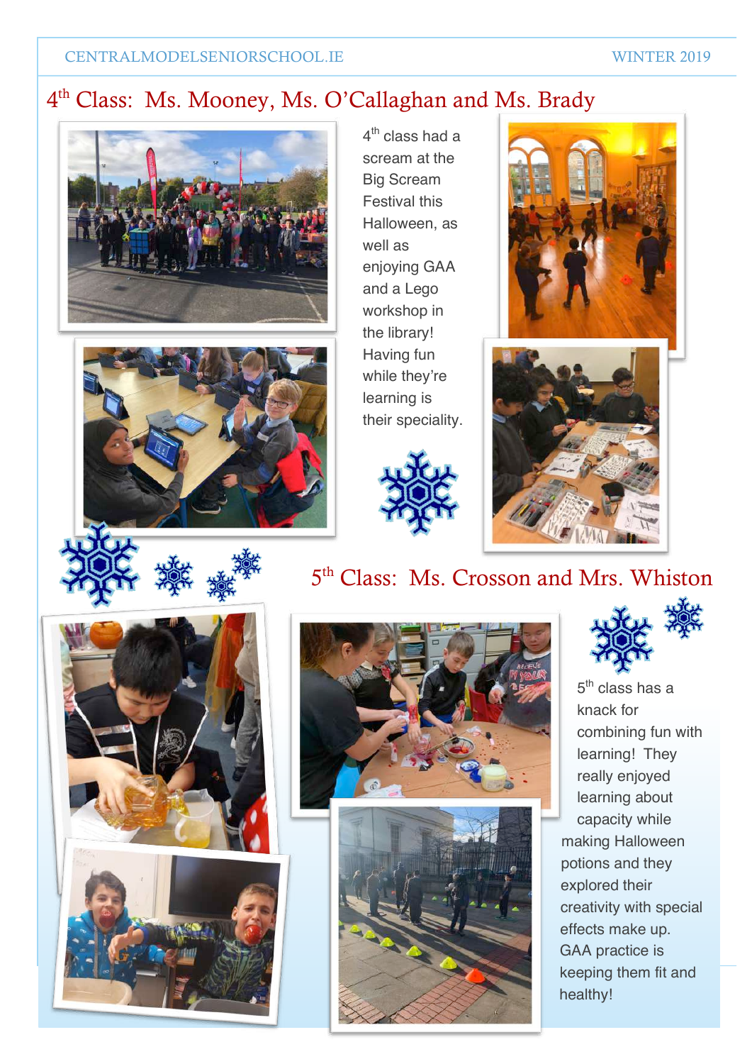## 4th Class: Ms. Mooney, Ms. O'Callaghan and Ms. Brady

4th class had a scream at the Big Scream Festival this Halloween, as well as enjoying GAA and a Lego workshop in the library! Having fun while they're learning is their speciality.

## 5th Class: Ms. Crosson and Mrs. Whiston

5th class has a knack for combining fun with learning! They really enjoyed learning about capacity while making Halloween potions and they explored their creativity with special effects make up. GAA practice is keeping them fit and healthy!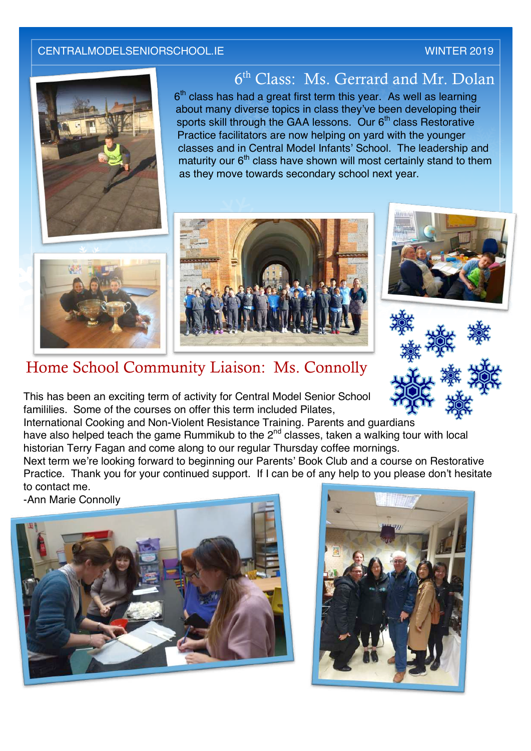## 6th Class: Ms. Gerrard and Mr. Dolan

6th class has had a great first term this year. As well as learning about many diverse topics in class they've been developing their sports skill through the GAA lessons. Our 6th class Restorative Practice facilitators are now helping on yard with the younger classes and in Central Model Infants' School. The leadership and maturity our 6th class have shown will most certainly stand to them as they move towards secondary school next year.

## Home School Community Liaison: Ms. Connolly

This has been an exciting term of activity for Central Model Senior School famililies. Some of the courses on offer this term included Pilates, International Cooking and Non-Violent Resistance Training. Parents and guardians have also helped teach the game Rummikub to the 2nd classes, taken a walking tour with local historian Terry Fagan and come along to our regular Thursday coffee mornings.

Next term we're looking forward to beginning our Parents' Book Club and a course on Restorative Practice. Thank you for your continued support. If I can be of any help to you please don't hesitate to contact me.

-Ann Marie Connolly